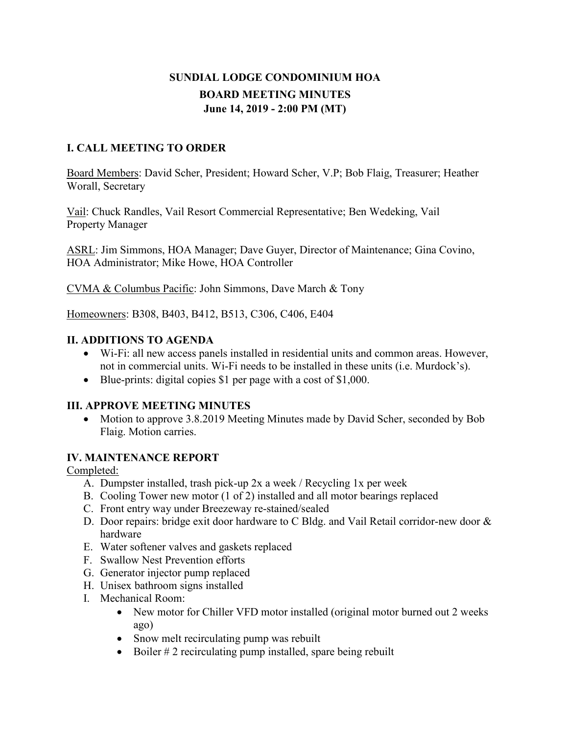# SUNDIAL LODGE CONDOMINIUM HOA
## BOARD MEETING MINUTES
### June 14, 2019 - 2:00 PM (MT)

## I. CALL MEETING TO ORDER

Board Members: David Scher, President; Howard Scher, V.P; Bob Flaig, Treasurer; Heather Worall, Secretary

Vail: Chuck Randles, Vail Resort Commercial Representative; Ben Wedeking, Vail Property Manager

ASRL: Jim Simmons, HOA Manager; Dave Guyer, Director of Maintenance; Gina Covino, HOA Administrator; Mike Howe, HOA Controller

CVMA & Columbus Pacific: John Simmons, Dave March & Tony

Homeowners: B308, B403, B412, B513, C306, C406, E404

## II. ADDITIONS TO AGENDA

- Wi-Fi: all new access panels installed in residential units and common areas. However, not in commercial units. Wi-Fi needs to be installed in these units (i.e. Murdock's).
- Blue-prints: digital copies $1 per page with a cost of $1,000.

## III. APPROVE MEETING MINUTES

- Motion to approve 3.8.2019 Meeting Minutes made by David Scher, seconded by Bob Flaig. Motion carries.

## IV. MAINTENANCE REPORT

Completed:

A. Dumpster installed, trash pick-up 2x a week / Recycling 1x per week
B. Cooling Tower new motor (1 of 2) installed and all motor bearings replaced
C. Front entry way under Breezeway re-stained/sealed
D. Door repairs: bridge exit door hardware to C Bldg. and Vail Retail corridor-new door & hardware
E. Water softener valves and gaskets replaced
F. Swallow Nest Prevention efforts
G. Generator injector pump replaced
H. Unisex bathroom signs installed
I. Mechanical Room:
   - New motor for Chiller VFD motor installed (original motor burned out 2 weeks ago)
   - Snow melt recirculating pump was rebuilt
   - Boiler # 2 recirculating pump installed, spare being rebuilt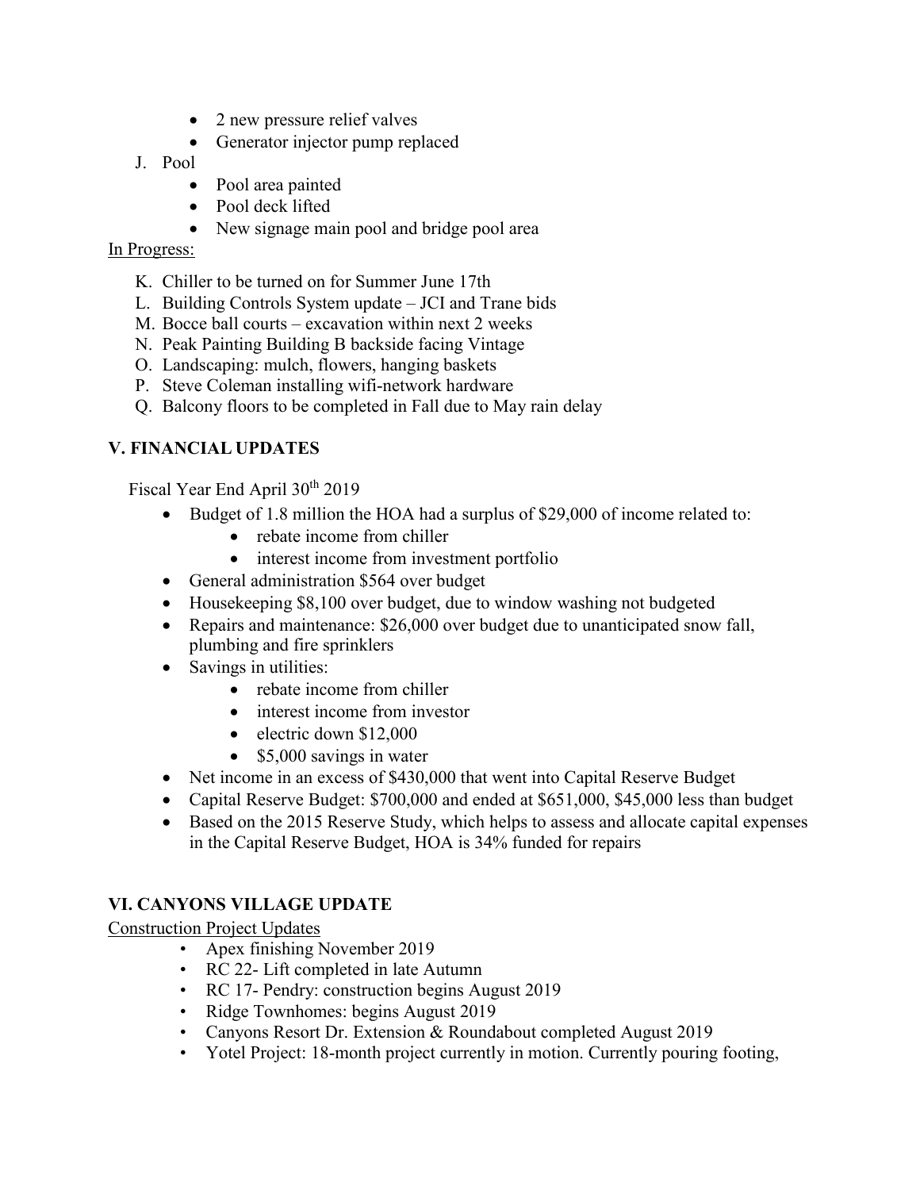- 2 new pressure relief valves
- Generator injector pump replaced

J. Pool
- Pool area painted
- Pool deck lifted
- New signage main pool and bridge pool area

In Progress:

K. Chiller to be turned on for Summer June 17th
L. Building Controls System update – JCI and Trane bids
M. Bocce ball courts – excavation within next 2 weeks
N. Peak Painting Building B backside facing Vintage
O. Landscaping: mulch, flowers, hanging baskets
P. Steve Coleman installing wifi-network hardware
Q. Balcony floors to be completed in Fall due to May rain delay

## V. FINANCIAL UPDATES

Fiscal Year End April 30th 2019

- Budget of 1.8 million the HOA had a surplus of $29,000 of income related to:
  - rebate income from chiller
  - interest income from investment portfolio
- General administration $564 over budget
- Housekeeping $8,100 over budget, due to window washing not budgeted
- Repairs and maintenance: $26,000 over budget due to unanticipated snow fall, plumbing and fire sprinklers
- Savings in utilities:
  - rebate income from chiller
  - interest income from investor
  - electric down $12,000
  - $5,000 savings in water
- Net income in an excess of $430,000 that went into Capital Reserve Budget
- Capital Reserve Budget: $700,000 and ended at $651,000, $45,000 less than budget
- Based on the 2015 Reserve Study, which helps to assess and allocate capital expenses in the Capital Reserve Budget, HOA is 34% funded for repairs

## VI. CANYONS VILLAGE UPDATE

Construction Project Updates

- Apex finishing November 2019
- RC 22- Lift completed in late Autumn
- RC 17- Pendry: construction begins August 2019
- Ridge Townhomes: begins August 2019
- Canyons Resort Dr. Extension & Roundabout completed August 2019
- Yotel Project: 18-month project currently in motion. Currently pouring footing,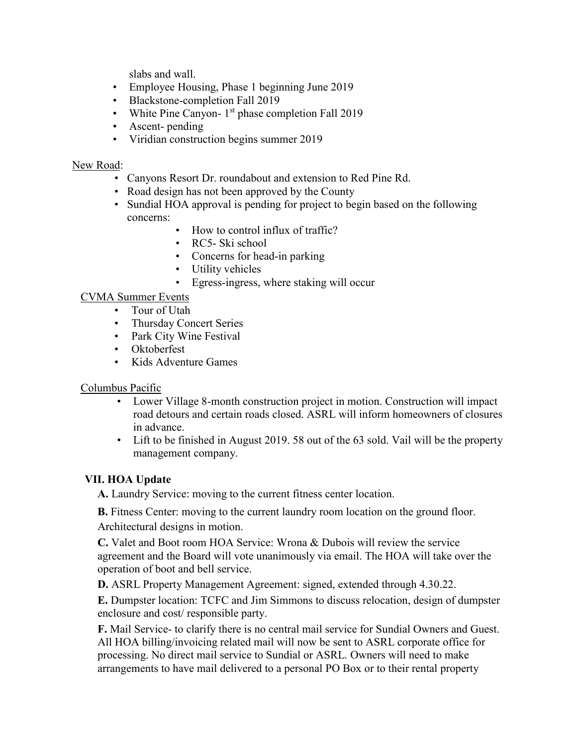slabs and wall.

- Employee Housing, Phase 1 beginning June 2019
- Blackstone-completion Fall 2019
- White Pine Canyon- 1st phase completion Fall 2019
- Ascent- pending
- Viridian construction begins summer 2019

New Road:

- Canyons Resort Dr. roundabout and extension to Red Pine Rd.
- Road design has not been approved by the County
- Sundial HOA approval is pending for project to begin based on the following concerns:
    - How to control influx of traffic?
    - RC5- Ski school
    - Concerns for head-in parking
    - Utility vehicles
    - Egress-ingress, where staking will occur

CVMA Summer Events

- Tour of Utah
- Thursday Concert Series
- Park City Wine Festival
- Oktoberfest
- Kids Adventure Games

Columbus Pacific

- Lower Village 8-month construction project in motion. Construction will impact road detours and certain roads closed. ASRL will inform homeowners of closures in advance.
- Lift to be finished in August 2019. 58 out of the 63 sold. Vail will be the property management company.

**VII. HOA Update**

**A.** Laundry Service: moving to the current fitness center location.

**B.** Fitness Center: moving to the current laundry room location on the ground floor. Architectural designs in motion.

**C.** Valet and Boot room HOA Service: Wrona & Dubois will review the service agreement and the Board will vote unanimously via email. The HOA will take over the operation of boot and bell service.

**D.** ASRL Property Management Agreement: signed, extended through 4.30.22.

**E.** Dumpster location: TCFC and Jim Simmons to discuss relocation, design of dumpster enclosure and cost/ responsible party.

**F.** Mail Service- to clarify there is no central mail service for Sundial Owners and Guest. All HOA billing/invoicing related mail will now be sent to ASRL corporate office for processing. No direct mail service to Sundial or ASRL. Owners will need to make arrangements to have mail delivered to a personal PO Box or to their rental property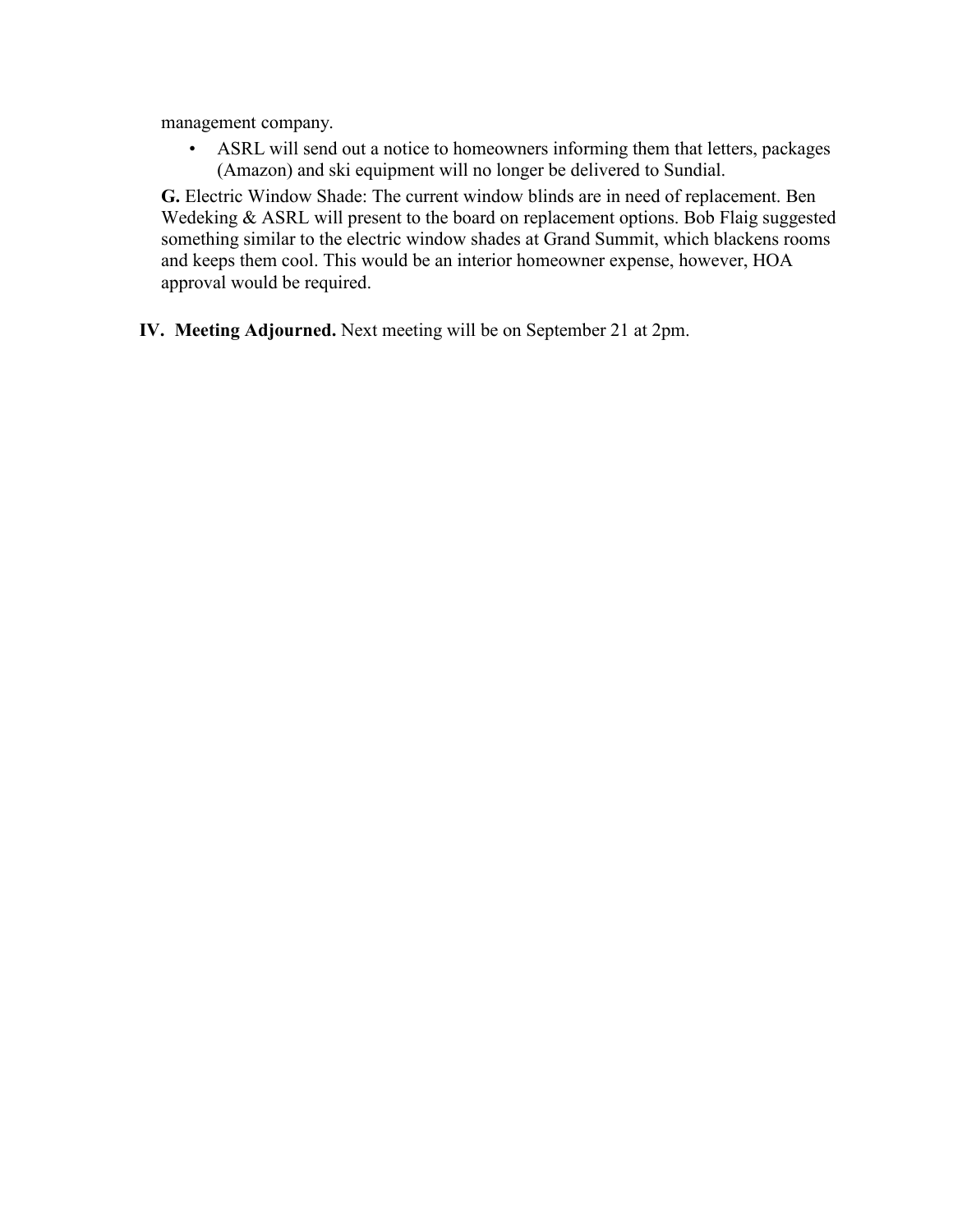management company.

- ASRL will send out a notice to homeowners informing them that letters, packages (Amazon) and ski equipment will no longer be delivered to Sundial.

**G.** Electric Window Shade: The current window blinds are in need of replacement. Ben Wedeking & ASRL will present to the board on replacement options. Bob Flaig suggested something similar to the electric window shades at Grand Summit, which blackens rooms and keeps them cool. This would be an interior homeowner expense, however, HOA approval would be required.

**IV. Meeting Adjourned.** Next meeting will be on September 21 at 2pm.